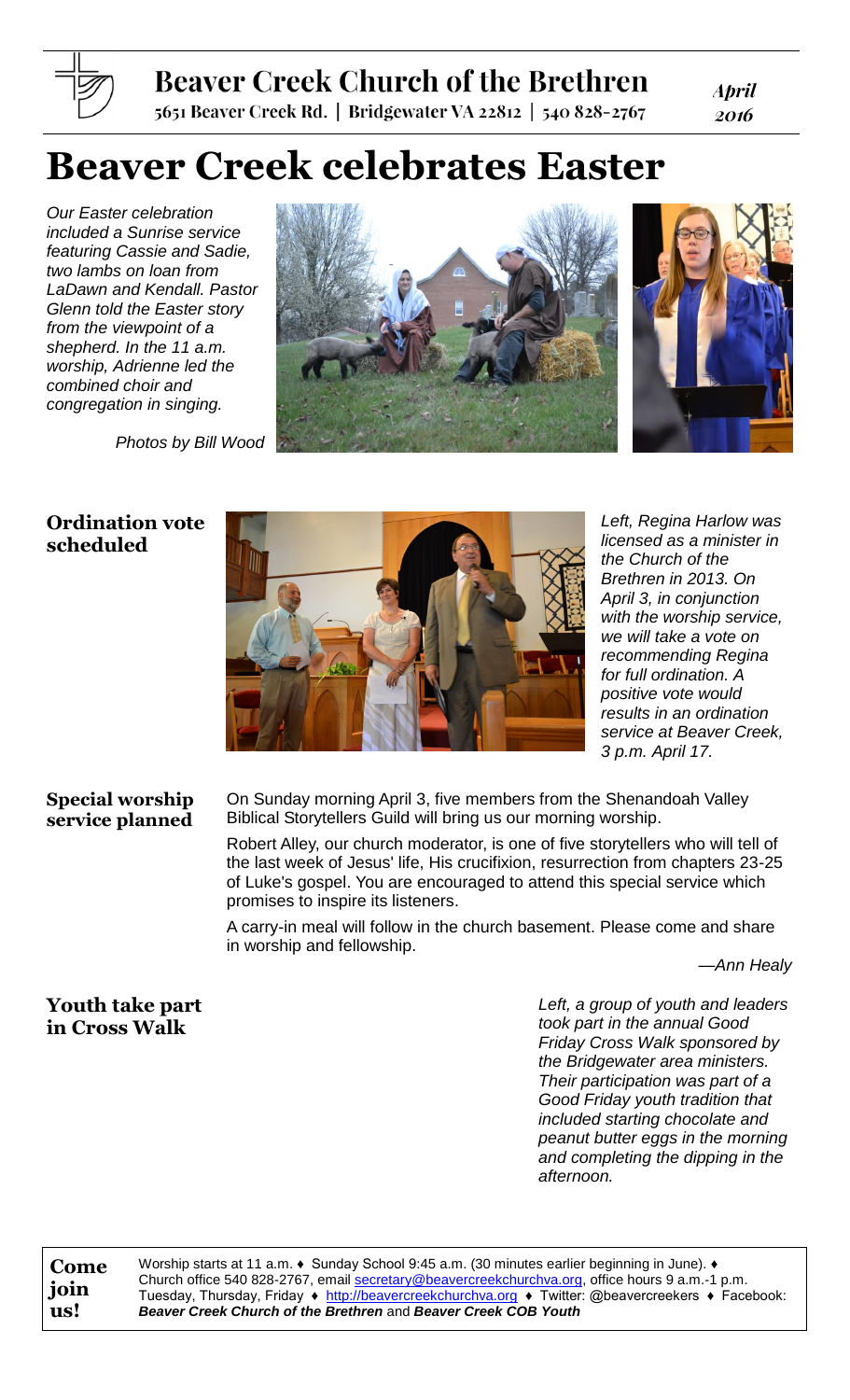# Beaver Creek Church of the Brethren

5651 Beaver Creek Rd. | Bridgewater VA 22812 | 540 828-2767

*April 2016*

# Beaver Creek celebrates Easter

*Our Easter celebration included a Sunrise service featuring Cassie and Sadie, two lambs on loan from LaDawn and Kendall. Pastor Glenn told the Easter story from the viewpoint of a shepherd. In the 11 a.m. worship, Adrienne led the combined choir and congregation in singing.*

*Photos by Bill Wood*

## Ordination vote scheduled

*Left, Regina Harlow was licensed as a minister in the Church of the Brethren in 2013. On April 3, in conjunction with the worship service, we will take a vote on recommending Regina for full ordination. A positive vote would results in an ordination service at Beaver Creek, 3 p.m. April 17.*

## Special worship service planned

On Sunday morning April 3, five members from the Shenandoah Valley Biblical Storytellers Guild will bring us our morning worship.

Robert Alley, our church moderator, is one of five storytellers who will tell of the last week of Jesus' life, His crucifixion, resurrection from chapters 23-25 of Luke's gospel. You are encouraged to attend this special service which promises to inspire its listeners.

A carry-in meal will follow in the church basement. Please come and share in worship and fellowship.

*—Ann Healy*

## Youth take part in Cross Walk

*Left, a group of youth and leaders took part in the annual Good Friday Cross Walk sponsored by the Bridgewater area ministers. Their participation was part of a Good Friday youth tradition that included starting chocolate and peanut butter eggs in the morning and completing the dipping in the afternoon.*

**Come join us!**

Worship starts at 11 a.m. ♦ Sunday School 9:45 a.m. (30 minutes earlier beginning in June). ♦ Church office 540 828-2767, email secretary@beavercreekchurchva.org, office hours 9 a.m.-1 p.m. Tuesday, Thursday, Friday ♦ http://beavercreekchurchva.org ♦ Twitter: @beavercreekers ♦ Facebook: ***Beaver Creek Church of the Brethren*** and ***Beaver Creek COB Youth***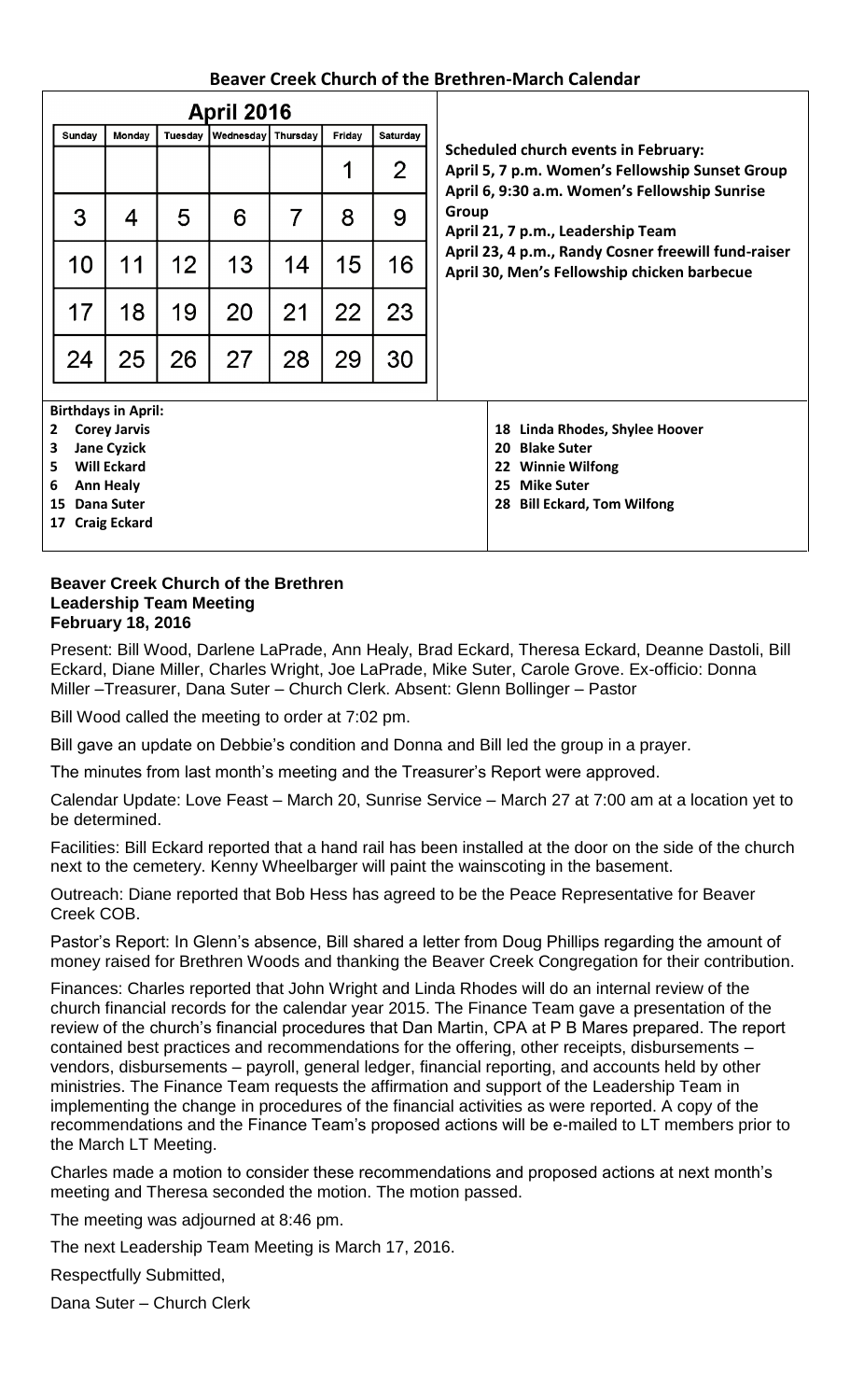## Beaver Creek Church of the Brethren-March Calendar

**April 2016**

| Sunday | Monday | Tuesday | Wednesday | Thursday | Friday | Saturday |
|---|---|---|---|---|---|---|
| | | | | | 1 | 2 |
| 3 | 4 | 5 | 6 | 7 | 8 | 9 |
| 10 | 11 | 12 | 13 | 14 | 15 | 16 |
| 17 | 18 | 19 | 20 | 21 | 22 | 23 |
| 24 | 25 | 26 | 27 | 28 | 29 | 30 |

**Scheduled church events in February:**
**April 5, 7 p.m. Women's Fellowship Sunset Group**
**April 6, 9:30 a.m. Women's Fellowship Sunrise Group**
**April 21, 7 p.m., Leadership Team**
**April 23, 4 p.m., Randy Cosner freewill fund-raiser**
**April 30, Men's Fellowship chicken barbecue**

**Birthdays in April:**

**2 Corey Jarvis**
**3 Jane Cyzick**
**5 Will Eckard**
**6 Ann Healy**
**15 Dana Suter**
**17 Craig Eckard**
**18 Linda Rhodes, Shylee Hoover**
**20 Blake Suter**
**22 Winnie Wilfong**
**25 Mike Suter**
**28 Bill Eckard, Tom Wilfong**

**Beaver Creek Church of the Brethren**
**Leadership Team Meeting**
**February 18, 2016**

Present: Bill Wood, Darlene LaPrade, Ann Healy, Brad Eckard, Theresa Eckard, Deanne Dastoli, Bill Eckard, Diane Miller, Charles Wright, Joe LaPrade, Mike Suter, Carole Grove. Ex-officio: Donna Miller –Treasurer, Dana Suter – Church Clerk. Absent: Glenn Bollinger – Pastor

Bill Wood called the meeting to order at 7:02 pm.

Bill gave an update on Debbie's condition and Donna and Bill led the group in a prayer.

The minutes from last month's meeting and the Treasurer's Report were approved.

Calendar Update: Love Feast – March 20, Sunrise Service – March 27 at 7:00 am at a location yet to be determined.

Facilities: Bill Eckard reported that a hand rail has been installed at the door on the side of the church next to the cemetery. Kenny Wheelbarger will paint the wainscoting in the basement.

Outreach: Diane reported that Bob Hess has agreed to be the Peace Representative for Beaver Creek COB.

Pastor's Report: In Glenn's absence, Bill shared a letter from Doug Phillips regarding the amount of money raised for Brethren Woods and thanking the Beaver Creek Congregation for their contribution.

Finances: Charles reported that John Wright and Linda Rhodes will do an internal review of the church financial records for the calendar year 2015. The Finance Team gave a presentation of the review of the church's financial procedures that Dan Martin, CPA at P B Mares prepared. The report contained best practices and recommendations for the offering, other receipts, disbursements – vendors, disbursements – payroll, general ledger, financial reporting, and accounts held by other ministries. The Finance Team requests the affirmation and support of the Leadership Team in implementing the change in procedures of the financial activities as were reported. A copy of the recommendations and the Finance Team's proposed actions will be e-mailed to LT members prior to the March LT Meeting.

Charles made a motion to consider these recommendations and proposed actions at next month's meeting and Theresa seconded the motion. The motion passed.

The meeting was adjourned at 8:46 pm.

The next Leadership Team Meeting is March 17, 2016.

Respectfully Submitted,

Dana Suter – Church Clerk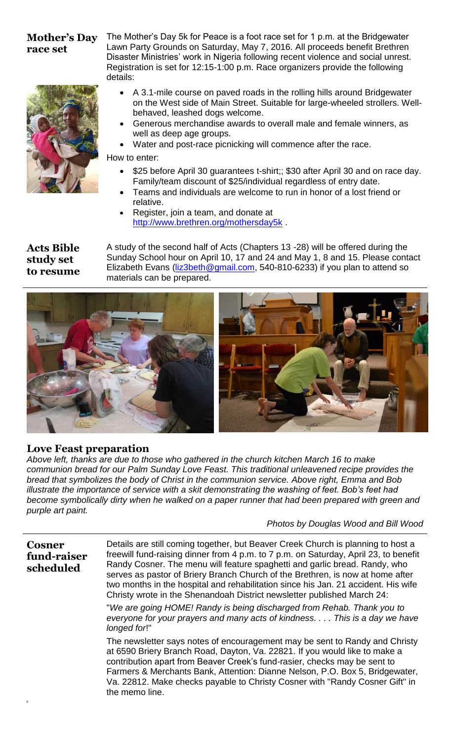## Mother's Day race set

The Mother's Day 5k for Peace is a foot race set for 1 p.m. at the Bridgewater Lawn Party Grounds on Saturday, May 7, 2016. All proceeds benefit Brethren Disaster Ministries' work in Nigeria following recent violence and social unrest. Registration is set for 12:15-1:00 p.m. Race organizers provide the following details:

- A 3.1-mile course on paved roads in the rolling hills around Bridgewater on the West side of Main Street. Suitable for large-wheeled strollers. Well-behaved, leashed dogs welcome.
- Generous merchandise awards to overall male and female winners, as well as deep age groups.
- Water and post-race picnicking will commence after the race.

How to enter:

- $25 before April 30 guarantees t-shirt;; $30 after April 30 and on race day. Family/team discount of $25/individual regardless of entry date.
- Teams and individuals are welcome to run in honor of a lost friend or relative.
- Register, join a team, and donate at http://www.brethren.org/mothersday5k .

## Acts Bible study set to resume

A study of the second half of Acts (Chapters 13 -28) will be offered during the Sunday School hour on April 10, 17 and 24 and May 1, 8 and 15. Please contact Elizabeth Evans (liz3beth@gmail.com, 540-810-6233) if you plan to attend so materials can be prepared.

## Love Feast preparation

*Above left, thanks are due to those who gathered in the church kitchen March 16 to make communion bread for our Palm Sunday Love Feast. This traditional unleavened recipe provides the bread that symbolizes the body of Christ in the communion service. Above right, Emma and Bob illustrate the importance of service with a skit demonstrating the washing of feet. Bob's feet had become symbolically dirty when he walked on a paper runner that had been prepared with green and purple art paint.*

*Photos by Douglas Wood and Bill Wood*

## Cosner fund-raiser scheduled

Details are still coming together, but Beaver Creek Church is planning to host a freewill fund-raising dinner from 4 p.m. to 7 p.m. on Saturday, April 23, to benefit Randy Cosner. The menu will feature spaghetti and garlic bread. Randy, who serves as pastor of Briery Branch Church of the Brethren, is now at home after two months in the hospital and rehabilitation since his Jan. 21 accident. His wife Christy wrote in the Shenandoah District newsletter published March 24:

"*We are going HOME! Randy is being discharged from Rehab. Thank you to everyone for your prayers and many acts of kindness. . . . This is a day we have longed for*!"

The newsletter says notes of encouragement may be sent to Randy and Christy at 6590 Briery Branch Road, Dayton, Va. 22821. If you would like to make a contribution apart from Beaver Creek's fund-rasier, checks may be sent to Farmers & Merchants Bank, Attention: Dianne Nelson, P.O. Box 5, Bridgewater, Va. 22812. Make checks payable to Christy Cosner with "Randy Cosner Gift" in the memo line.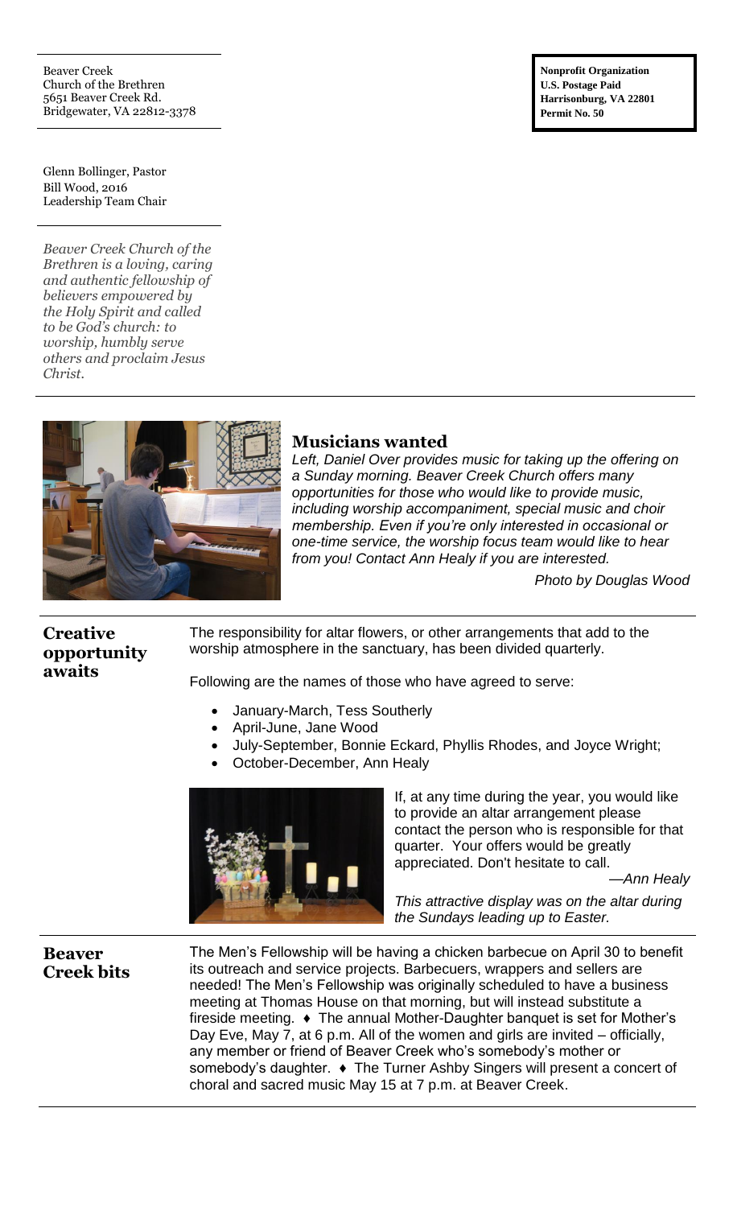Beaver Creek
Church of the Brethren
5651 Beaver Creek Rd.
Bridgewater, VA 22812-3378

**Nonprofit Organization**
**U.S. Postage Paid**
**Harrisonburg, VA 22801**
**Permit No. 50**

Glenn Bollinger, Pastor
Bill Wood, 2016
Leadership Team Chair

*Beaver Creek Church of the Brethren is a loving, caring and authentic fellowship of believers empowered by the Holy Spirit and called to be God's church: to worship, humbly serve others and proclaim Jesus Christ.*

## Musicians wanted

*Left, Daniel Over provides music for taking up the offering on a Sunday morning. Beaver Creek Church offers many opportunities for those who would like to provide music, including worship accompaniment, special music and choir membership. Even if you're only interested in occasional or one-time service, the worship focus team would like to hear from you! Contact Ann Healy if you are interested.*

*Photo by Douglas Wood*

## Creative opportunity awaits

The responsibility for altar flowers, or other arrangements that add to the worship atmosphere in the sanctuary, has been divided quarterly.

Following are the names of those who have agreed to serve:

- January-March, Tess Southerly
- April-June, Jane Wood
- July-September, Bonnie Eckard, Phyllis Rhodes, and Joyce Wright;
- October-December, Ann Healy

If, at any time during the year, you would like to provide an altar arrangement please contact the person who is responsible for that quarter. Your offers would be greatly appreciated. Don't hesitate to call.

*—Ann Healy*

*This attractive display was on the altar during the Sundays leading up to Easter.*

## Beaver Creek bits

The Men's Fellowship will be having a chicken barbecue on April 30 to benefit its outreach and service projects. Barbecuers, wrappers and sellers are needed! The Men's Fellowship was originally scheduled to have a business meeting at Thomas House on that morning, but will instead substitute a fireside meeting. ♦ The annual Mother-Daughter banquet is set for Mother's Day Eve, May 7, at 6 p.m. All of the women and girls are invited – officially, any member or friend of Beaver Creek who's somebody's mother or somebody's daughter. ♦ The Turner Ashby Singers will present a concert of choral and sacred music May 15 at 7 p.m. at Beaver Creek.